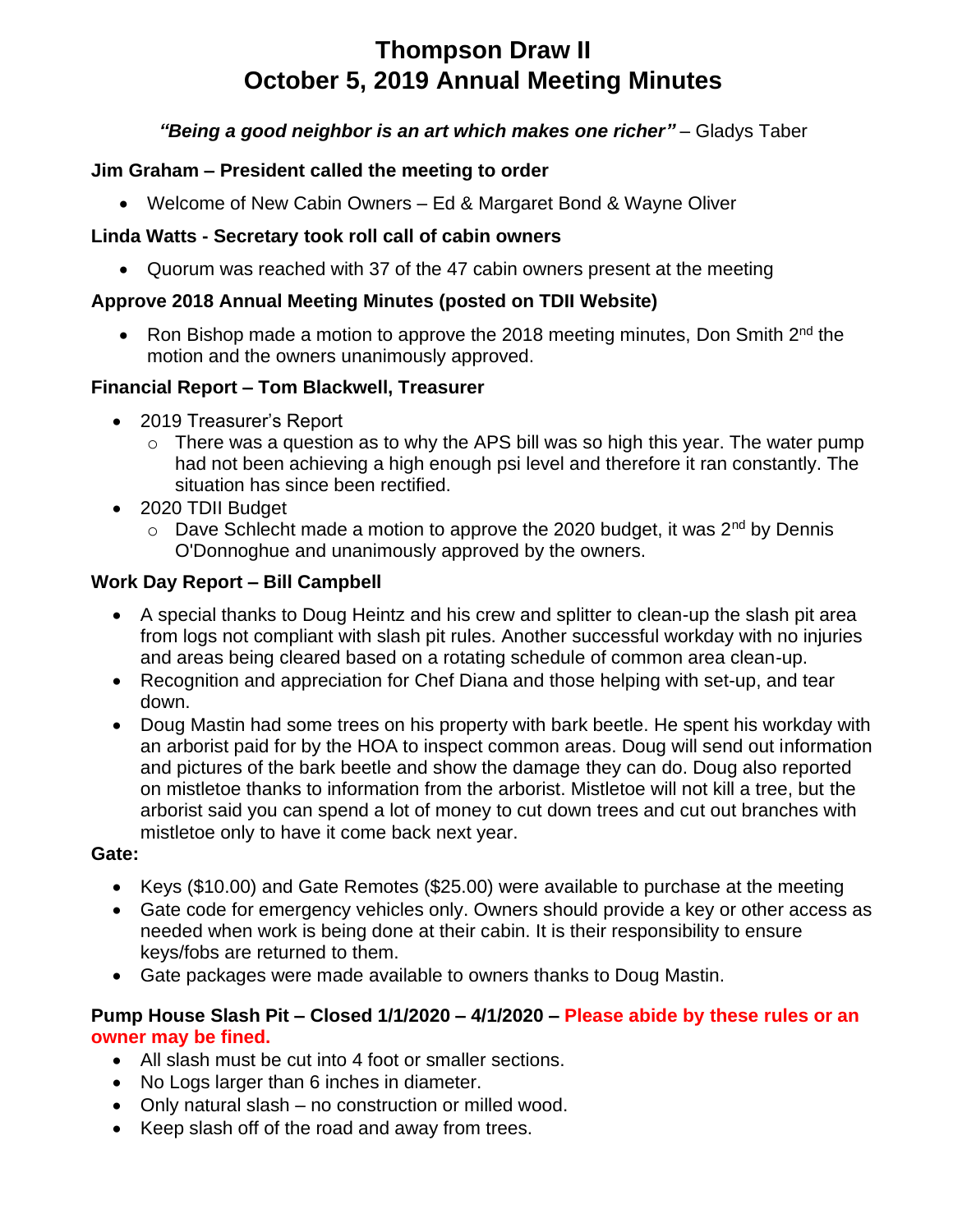# Thompson Draw II
# October 5, 2019 Annual Meeting Minutes

***"Being a good neighbor is an art which makes one richer"*** – Gladys Taber

**Jim Graham – President called the meeting to order**

- Welcome of New Cabin Owners – Ed & Margaret Bond & Wayne Oliver

**Linda Watts - Secretary took roll call of cabin owners**

- Quorum was reached with 37 of the 47 cabin owners present at the meeting

**Approve 2018 Annual Meeting Minutes (posted on TDII Website)**

- Ron Bishop made a motion to approve the 2018 meeting minutes, Don Smith 2nd the motion and the owners unanimously approved.

**Financial Report – Tom Blackwell, Treasurer**

- 2019 Treasurer's Report
  - There was a question as to why the APS bill was so high this year. The water pump had not been achieving a high enough psi level and therefore it ran constantly. The situation has since been rectified.
- 2020 TDII Budget
  - Dave Schlecht made a motion to approve the 2020 budget, it was 2nd by Dennis O'Donnoghue and unanimously approved by the owners.

**Work Day Report – Bill Campbell**

- A special thanks to Doug Heintz and his crew and splitter to clean-up the slash pit area from logs not compliant with slash pit rules. Another successful workday with no injuries and areas being cleared based on a rotating schedule of common area clean-up.
- Recognition and appreciation for Chef Diana and those helping with set-up, and tear down.
- Doug Mastin had some trees on his property with bark beetle. He spent his workday with an arborist paid for by the HOA to inspect common areas. Doug will send out information and pictures of the bark beetle and show the damage they can do. Doug also reported on mistletoe thanks to information from the arborist. Mistletoe will not kill a tree, but the arborist said you can spend a lot of money to cut down trees and cut out branches with mistletoe only to have it come back next year.

**Gate:**

- Keys ($10.00) and Gate Remotes ($25.00) were available to purchase at the meeting
- Gate code for emergency vehicles only. Owners should provide a key or other access as needed when work is being done at their cabin. It is their responsibility to ensure keys/fobs are returned to them.
- Gate packages were made available to owners thanks to Doug Mastin.

**Pump House Slash Pit – Closed 1/1/2020 – 4/1/2020 – Please abide by these rules or an owner may be fined.**

- All slash must be cut into 4 foot or smaller sections.
- No Logs larger than 6 inches in diameter.
- Only natural slash – no construction or milled wood.
- Keep slash off of the road and away from trees.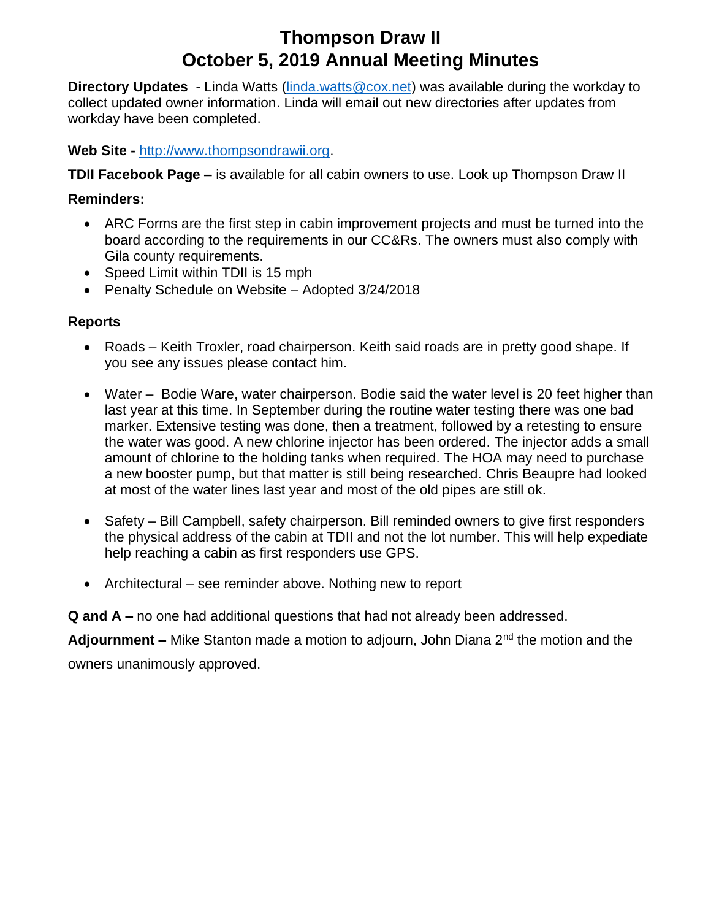# Thompson Draw II
# October 5, 2019 Annual Meeting Minutes

**Directory Updates** - Linda Watts (linda.watts@cox.net) was available during the workday to collect updated owner information. Linda will email out new directories after updates from workday have been completed.

**Web Site -** http://www.thompsondrawii.org.

**TDII Facebook Page –** is available for all cabin owners to use. Look up Thompson Draw II

**Reminders:**

- ARC Forms are the first step in cabin improvement projects and must be turned into the board according to the requirements in our CC&Rs. The owners must also comply with Gila county requirements.
- Speed Limit within TDII is 15 mph
- Penalty Schedule on Website – Adopted 3/24/2018

**Reports**

- Roads – Keith Troxler, road chairperson. Keith said roads are in pretty good shape. If you see any issues please contact him.

- Water – Bodie Ware, water chairperson. Bodie said the water level is 20 feet higher than last year at this time. In September during the routine water testing there was one bad marker. Extensive testing was done, then a treatment, followed by a retesting to ensure the water was good. A new chlorine injector has been ordered. The injector adds a small amount of chlorine to the holding tanks when required. The HOA may need to purchase a new booster pump, but that matter is still being researched. Chris Beaupre had looked at most of the water lines last year and most of the old pipes are still ok.

- Safety – Bill Campbell, safety chairperson. Bill reminded owners to give first responders the physical address of the cabin at TDII and not the lot number. This will help expediate help reaching a cabin as first responders use GPS.

- Architectural – see reminder above. Nothing new to report

**Q and A –** no one had additional questions that had not already been addressed.

**Adjournment –** Mike Stanton made a motion to adjourn, John Diana 2nd the motion and the owners unanimously approved.